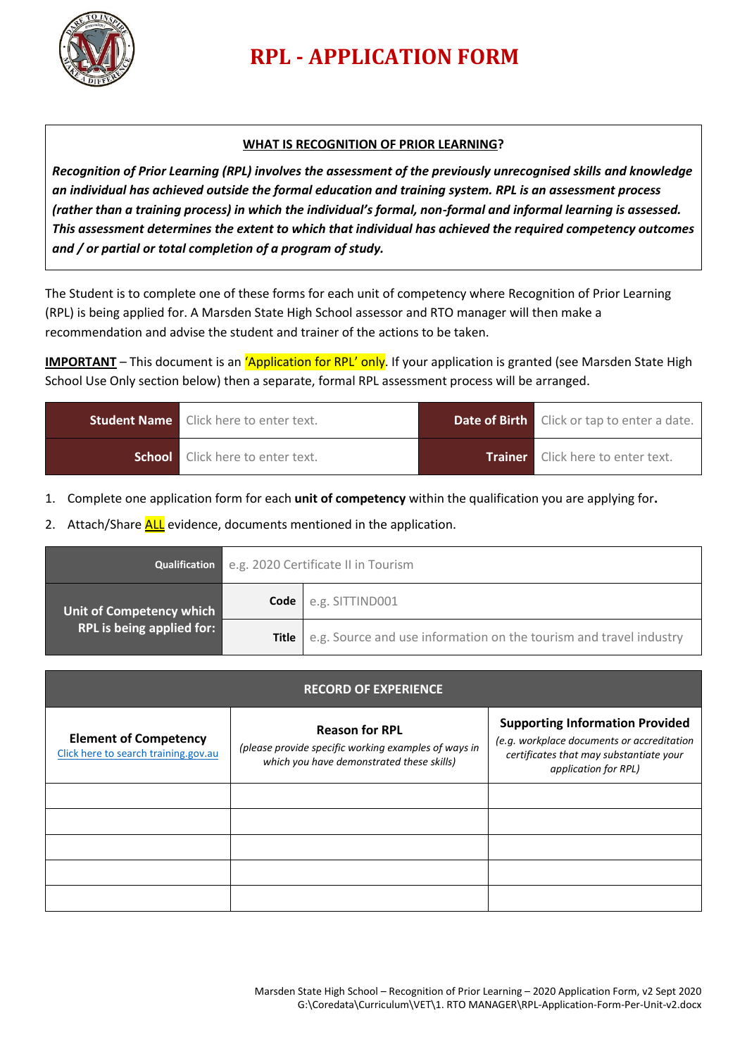# RPL - APPLICATION FORM

**WHAT IS RECOGNITION OF PRIOR LEARNING?**

***Recognition of Prior Learning (RPL) involves the assessment of the previously unrecognised skills and knowledge an individual has achieved outside the formal education and training system. RPL is an assessment process (rather than a training process) in which the individual's formal, non-formal and informal learning is assessed. This assessment determines the extent to which that individual has achieved the required competency outcomes and / or partial or total completion of a program of study.***

The Student is to complete one of these forms for each unit of competency where Recognition of Prior Learning (RPL) is being applied for. A Marsden State High School assessor and RTO manager will then make a recommendation and advise the student and trainer of the actions to be taken.

**IMPORTANT** – This document is an 'Application for RPL' only. If your application is granted (see Marsden State High School Use Only section below) then a separate, formal RPL assessment process will be arranged.

| **Student Name** | Click here to enter text. | **Date of Birth** | Click or tap to enter a date. |
|---|---|---|---|
| **School** | Click here to enter text. | **Trainer** | Click here to enter text. |

1. Complete one application form for each **unit of competency** within the qualification you are applying for**.**
2. Attach/Share ALL evidence, documents mentioned in the application.

| **Qualification** | e.g. 2020 Certificate II in Tourism | |
|---|---|---|
| **Unit of Competency which RPL is being applied for:** | **Code** | e.g. SITTIND001 |
| | **Title** | e.g. Source and use information on the tourism and travel industry |

| **RECORD OF EXPERIENCE** | | |
|---|---|---|
| **Element of Competency** [Click here to search training.gov.au] | **Reason for RPL** *(please provide specific working examples of ways in which you have demonstrated these skills)* | **Supporting Information Provided** *(e.g. workplace documents or accreditation certificates that may substantiate your application for RPL)* |
| | | |
| | | |
| | | |
| | | |
| | | |

Marsden State High School – Recognition of Prior Learning – 2020 Application Form, v2 Sept 2020
G:\Coredata\Curriculum\VET\1. RTO MANAGER\RPL-Application-Form-Per-Unit-v2.docx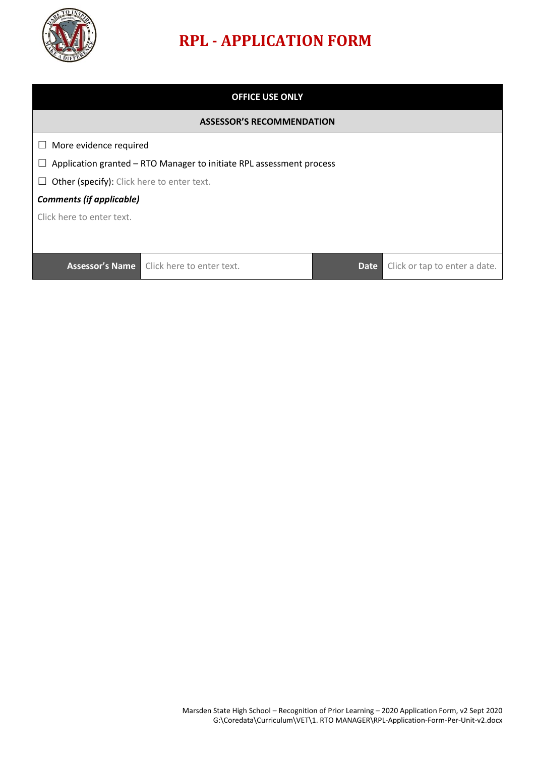# RPL - APPLICATION FORM

| OFFICE USE ONLY | | | |
|---|---|---|---|
| **ASSESSOR'S RECOMMENDATION** | | | |

☐ More evidence required

☐ Application granted – RTO Manager to initiate RPL assessment process

☐ Other (specify): Click here to enter text.

***Comments (if applicable)***

Click here to enter text.

| **Assessor's Name** | Click here to enter text. | **Date** | Click or tap to enter a date. |
|---|---|---|---|

Marsden State High School – Recognition of Prior Learning – 2020 Application Form, v2 Sept 2020
G:\Coredata\Curriculum\VET\1. RTO MANAGER\RPL-Application-Form-Per-Unit-v2.docx